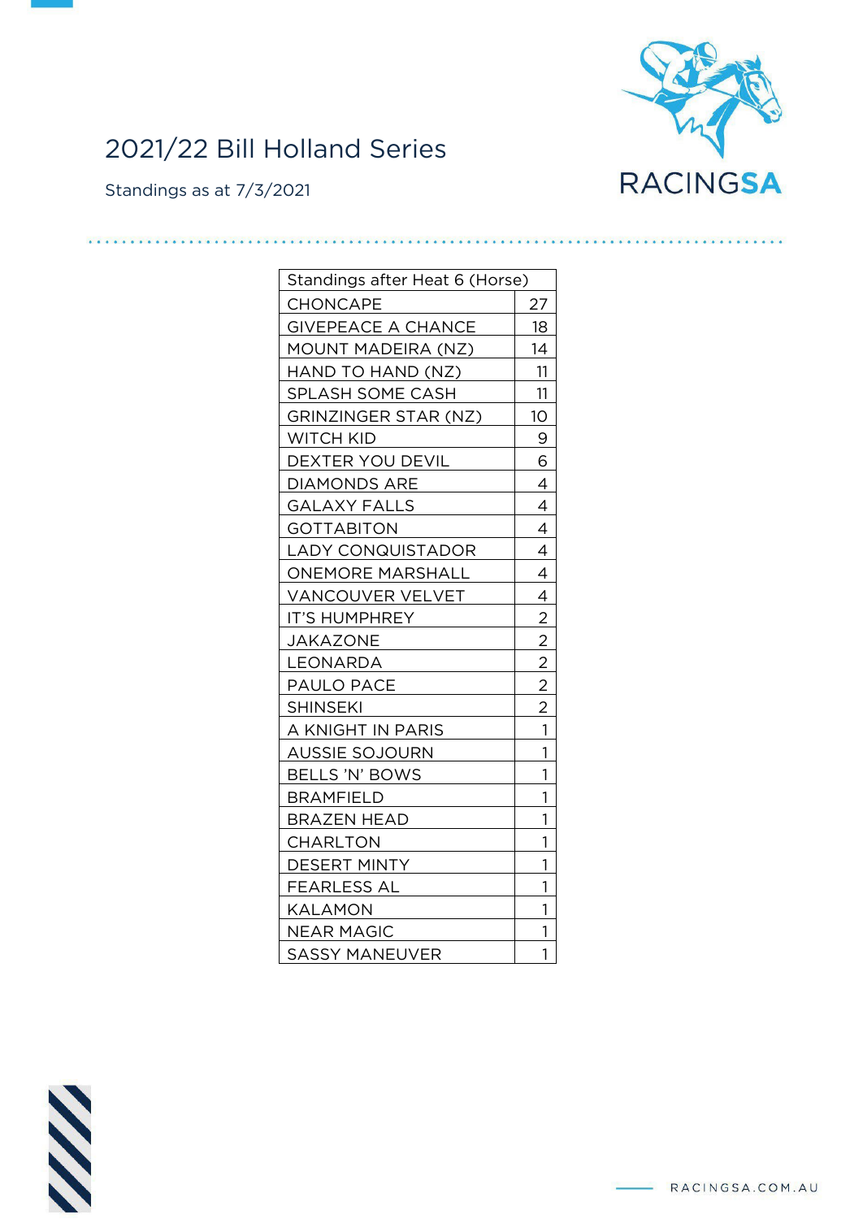# 2021/22 Bill Holland Series

Standings as at 7/3/2021

RACINGSA

| Standings after Heat 6 (Horse) | |
|---|---|
| CHONCAPE | 27 |
| GIVEPEACE A CHANCE | 18 |
| MOUNT MADEIRA (NZ) | 14 |
| HAND TO HAND (NZ) | 11 |
| SPLASH SOME CASH | 11 |
| GRINZINGER STAR (NZ) | 10 |
| WITCH KID | 9 |
| DEXTER YOU DEVIL | 6 |
| DIAMONDS ARE | 4 |
| GALAXY FALLS | 4 |
| GOTTABITON | 4 |
| LADY CONQUISTADOR | 4 |
| ONEMORE MARSHALL | 4 |
| VANCOUVER VELVET | 4 |
| IT'S HUMPHREY | 2 |
| JAKAZONE | 2 |
| LEONARDA | 2 |
| PAULO PACE | 2 |
| SHINSEKI | 2 |
| A KNIGHT IN PARIS | 1 |
| AUSSIE SOJOURN | 1 |
| BELLS 'N' BOWS | 1 |
| BRAMFIELD | 1 |
| BRAZEN HEAD | 1 |
| CHARLTON | 1 |
| DESERT MINTY | 1 |
| FEARLESS AL | 1 |
| KALAMON | 1 |
| NEAR MAGIC | 1 |
| SASSY MANEUVER | 1 |

RACINGSA.COM.AU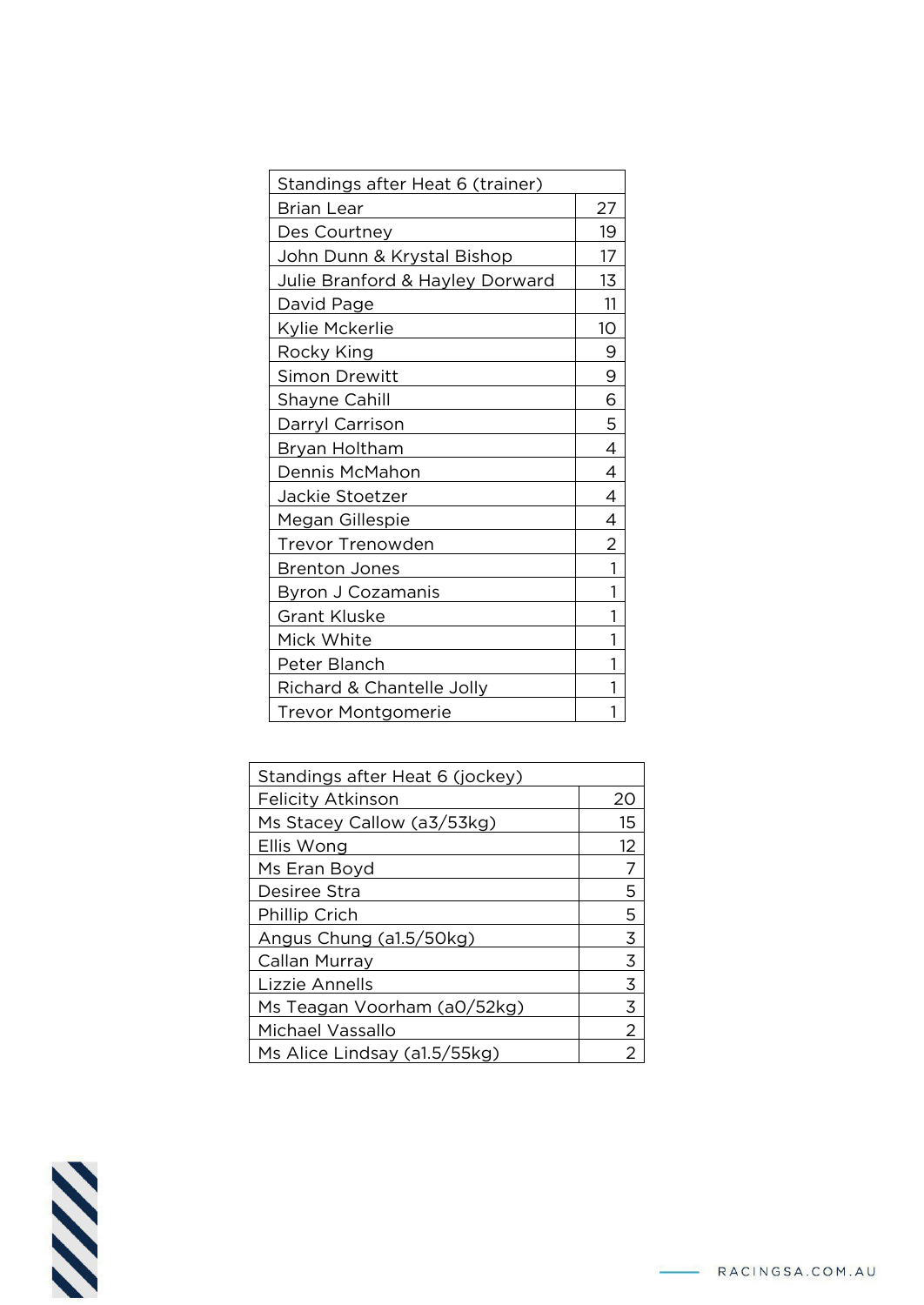| Standings after Heat 6 (trainer) | |
|---|---|
| Brian Lear | 27 |
| Des Courtney | 19 |
| John Dunn & Krystal Bishop | 17 |
| Julie Branford & Hayley Dorward | 13 |
| David Page | 11 |
| Kylie Mckerlie | 10 |
| Rocky King | 9 |
| Simon Drewitt | 9 |
| Shayne Cahill | 6 |
| Darryl Carrison | 5 |
| Bryan Holtham | 4 |
| Dennis McMahon | 4 |
| Jackie Stoetzer | 4 |
| Megan Gillespie | 4 |
| Trevor Trenowden | 2 |
| Brenton Jones | 1 |
| Byron J Cozamanis | 1 |
| Grant Kluske | 1 |
| Mick White | 1 |
| Peter Blanch | 1 |
| Richard & Chantelle Jolly | 1 |
| Trevor Montgomerie | 1 |

| Standings after Heat 6 (jockey) | |
|---|---|
| Felicity Atkinson | 20 |
| Ms Stacey Callow (a3/53kg) | 15 |
| Ellis Wong | 12 |
| Ms Eran Boyd | 7 |
| Desiree Stra | 5 |
| Phillip Crich | 5 |
| Angus Chung (a1.5/50kg) | 3 |
| Callan Murray | 3 |
| Lizzie Annells | 3 |
| Ms Teagan Voorham (a0/52kg) | 3 |
| Michael Vassallo | 2 |
| Ms Alice Lindsay (a1.5/55kg) | 2 |